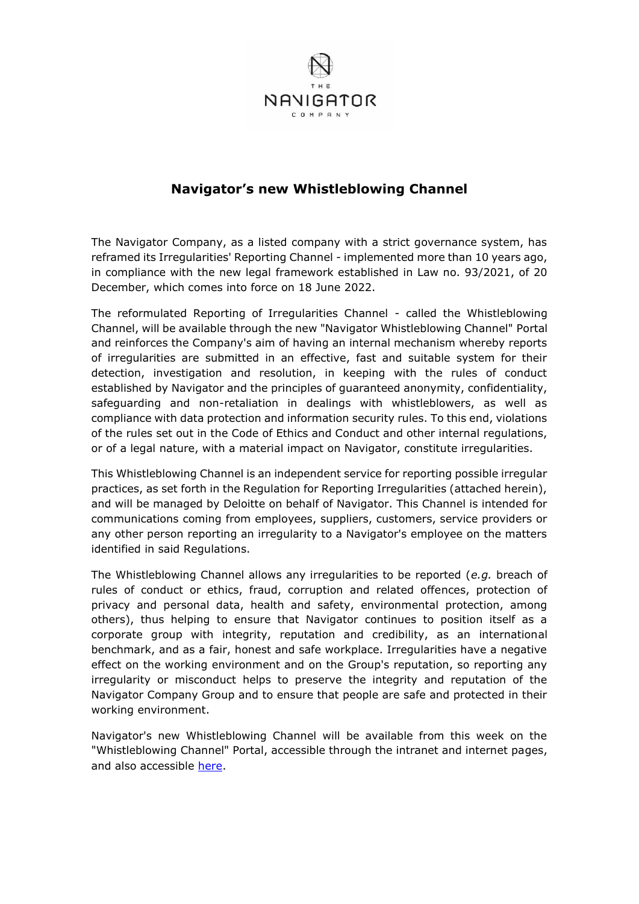# Navigator's new Whistleblowing Channel

The Navigator Company, as a listed company with a strict governance system, has reframed its Irregularities' Reporting Channel - implemented more than 10 years ago, in compliance with the new legal framework established in Law no. 93/2021, of 20 December, which comes into force on 18 June 2022.

The reformulated Reporting of Irregularities Channel - called the Whistleblowing Channel, will be available through the new "Navigator Whistleblowing Channel" Portal and reinforces the Company's aim of having an internal mechanism whereby reports of irregularities are submitted in an effective, fast and suitable system for their detection, investigation and resolution, in keeping with the rules of conduct established by Navigator and the principles of guaranteed anonymity, confidentiality, safeguarding and non-retaliation in dealings with whistleblowers, as well as compliance with data protection and information security rules. To this end, violations of the rules set out in the Code of Ethics and Conduct and other internal regulations, or of a legal nature, with a material impact on Navigator, constitute irregularities.

This Whistleblowing Channel is an independent service for reporting possible irregular practices, as set forth in the Regulation for Reporting Irregularities (attached herein), and will be managed by Deloitte on behalf of Navigator. This Channel is intended for communications coming from employees, suppliers, customers, service providers or any other person reporting an irregularity to a Navigator's employee on the matters identified in said Regulations.

The Whistleblowing Channel allows any irregularities to be reported (*e.g.* breach of rules of conduct or ethics, fraud, corruption and related offences, protection of privacy and personal data, health and safety, environmental protection, among others), thus helping to ensure that Navigator continues to position itself as a corporate group with integrity, reputation and credibility, as an international benchmark, and as a fair, honest and safe workplace. Irregularities have a negative effect on the working environment and on the Group's reputation, so reporting any irregularity or misconduct helps to preserve the integrity and reputation of the Navigator Company Group and to ensure that people are safe and protected in their working environment.

Navigator's new Whistleblowing Channel will be available from this week on the "Whistleblowing Channel" Portal, accessible through the intranet and internet pages, and also accessible here.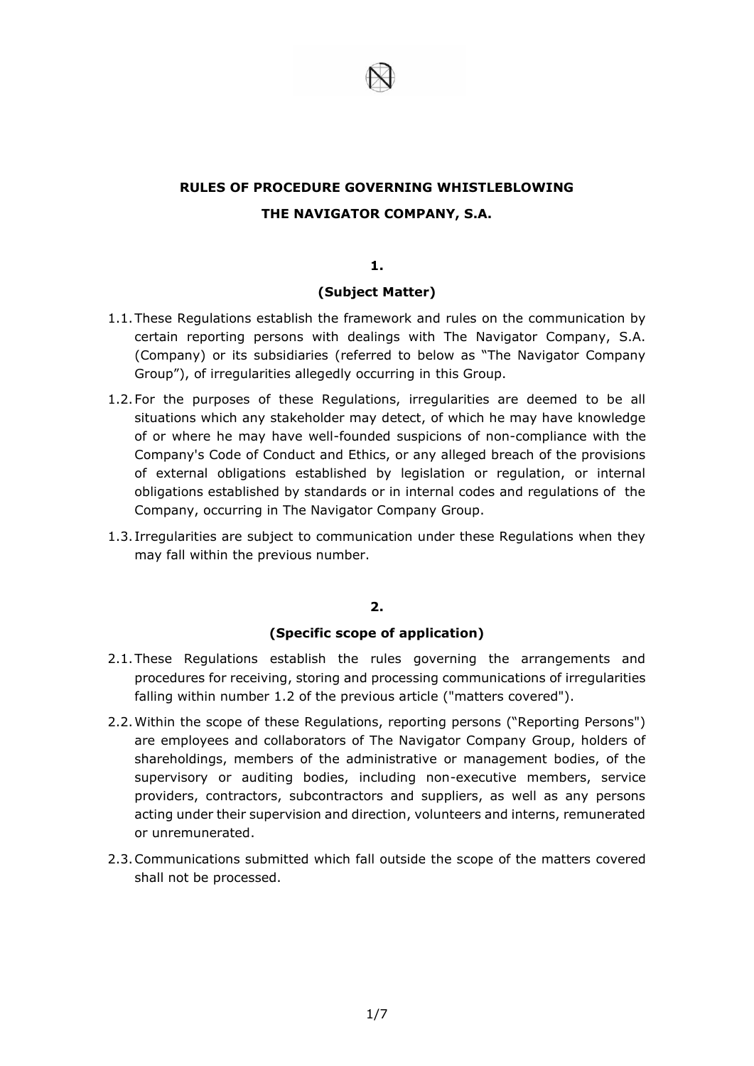# RULES OF PROCEDURE GOVERNING WHISTLEBLOWING

# THE NAVIGATOR COMPANY, S.A.

## 1.

## (Subject Matter)

1.1. These Regulations establish the framework and rules on the communication by certain reporting persons with dealings with The Navigator Company, S.A. (Company) or its subsidiaries (referred to below as "The Navigator Company Group"), of irregularities allegedly occurring in this Group.

1.2. For the purposes of these Regulations, irregularities are deemed to be all situations which any stakeholder may detect, of which he may have knowledge of or where he may have well-founded suspicions of non-compliance with the Company's Code of Conduct and Ethics, or any alleged breach of the provisions of external obligations established by legislation or regulation, or internal obligations established by standards or in internal codes and regulations of the Company, occurring in The Navigator Company Group.

1.3. Irregularities are subject to communication under these Regulations when they may fall within the previous number.

## 2.

## (Specific scope of application)

2.1. These Regulations establish the rules governing the arrangements and procedures for receiving, storing and processing communications of irregularities falling within number 1.2 of the previous article ("matters covered").

2.2. Within the scope of these Regulations, reporting persons ("Reporting Persons") are employees and collaborators of The Navigator Company Group, holders of shareholdings, members of the administrative or management bodies, of the supervisory or auditing bodies, including non-executive members, service providers, contractors, subcontractors and suppliers, as well as any persons acting under their supervision and direction, volunteers and interns, remunerated or unremunerated.

2.3. Communications submitted which fall outside the scope of the matters covered shall not be processed.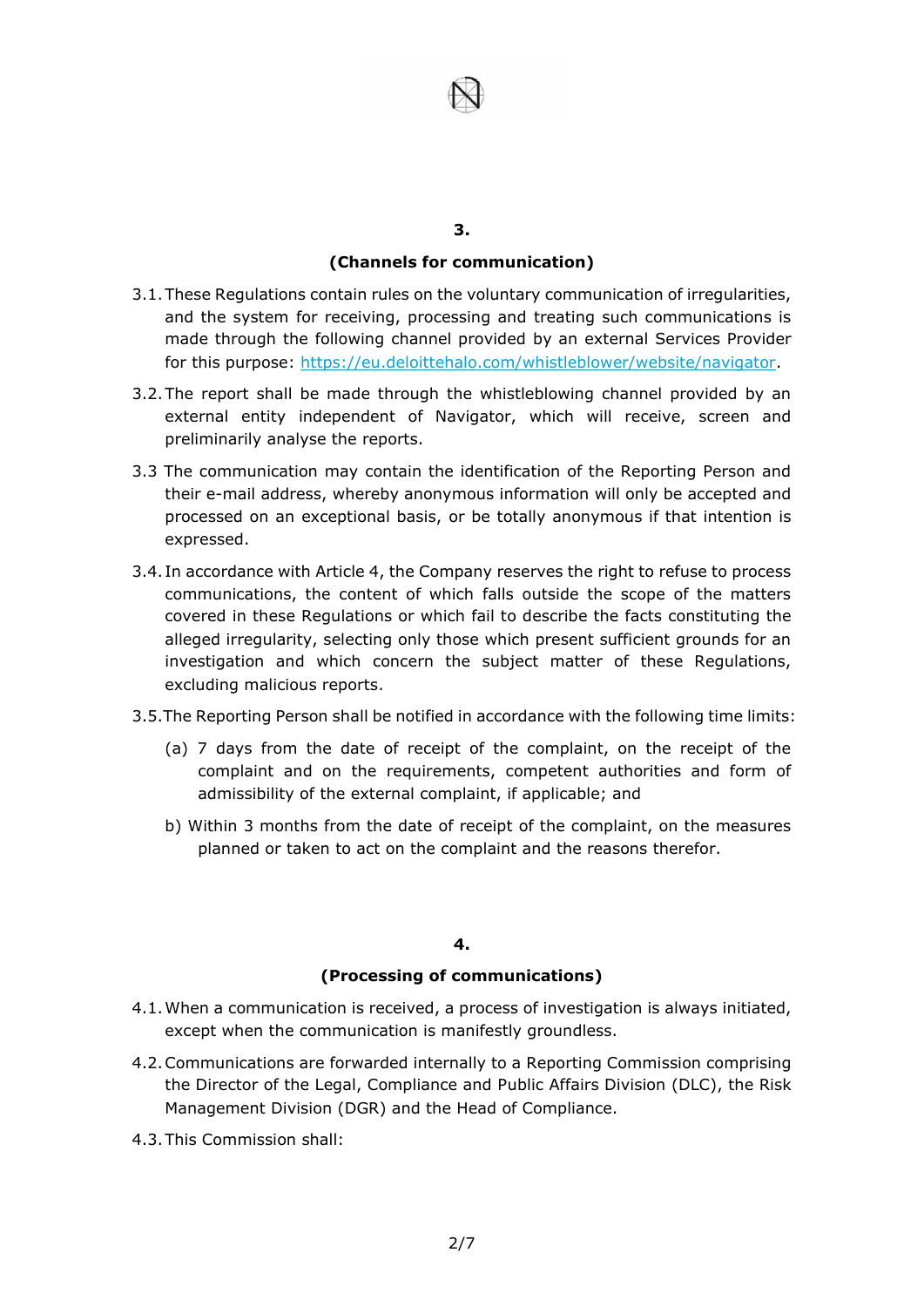## 3.

## (Channels for communication)

3.1. These Regulations contain rules on the voluntary communication of irregularities, and the system for receiving, processing and treating such communications is made through the following channel provided by an external Services Provider for this purpose: https://eu.deloittehalo.com/whistleblower/website/navigator.

3.2. The report shall be made through the whistleblowing channel provided by an external entity independent of Navigator, which will receive, screen and preliminarily analyse the reports.

3.3 The communication may contain the identification of the Reporting Person and their e-mail address, whereby anonymous information will only be accepted and processed on an exceptional basis, or be totally anonymous if that intention is expressed.

3.4. In accordance with Article 4, the Company reserves the right to refuse to process communications, the content of which falls outside the scope of the matters covered in these Regulations or which fail to describe the facts constituting the alleged irregularity, selecting only those which present sufficient grounds for an investigation and which concern the subject matter of these Regulations, excluding malicious reports.

3.5. The Reporting Person shall be notified in accordance with the following time limits:

(a) 7 days from the date of receipt of the complaint, on the receipt of the complaint and on the requirements, competent authorities and form of admissibility of the external complaint, if applicable; and

b) Within 3 months from the date of receipt of the complaint, on the measures planned or taken to act on the complaint and the reasons therefor.

## 4.

## (Processing of communications)

4.1. When a communication is received, a process of investigation is always initiated, except when the communication is manifestly groundless.

4.2. Communications are forwarded internally to a Reporting Commission comprising the Director of the Legal, Compliance and Public Affairs Division (DLC), the Risk Management Division (DGR) and the Head of Compliance.

4.3. This Commission shall: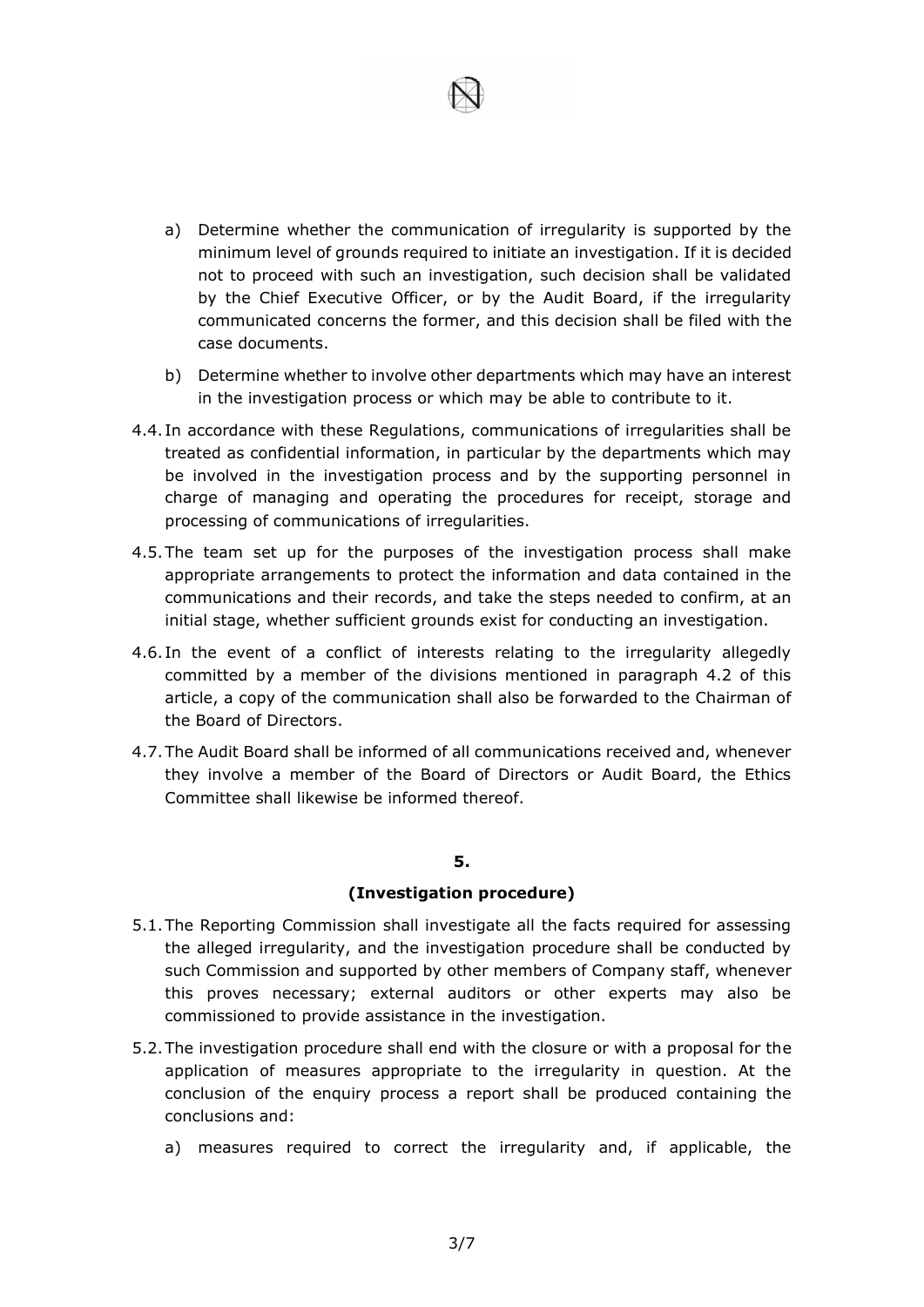a) Determine whether the communication of irregularity is supported by the minimum level of grounds required to initiate an investigation. If it is decided not to proceed with such an investigation, such decision shall be validated by the Chief Executive Officer, or by the Audit Board, if the irregularity communicated concerns the former, and this decision shall be filed with the case documents.

b) Determine whether to involve other departments which may have an interest in the investigation process or which may be able to contribute to it.

4.4. In accordance with these Regulations, communications of irregularities shall be treated as confidential information, in particular by the departments which may be involved in the investigation process and by the supporting personnel in charge of managing and operating the procedures for receipt, storage and processing of communications of irregularities.

4.5. The team set up for the purposes of the investigation process shall make appropriate arrangements to protect the information and data contained in the communications and their records, and take the steps needed to confirm, at an initial stage, whether sufficient grounds exist for conducting an investigation.

4.6. In the event of a conflict of interests relating to the irregularity allegedly committed by a member of the divisions mentioned in paragraph 4.2 of this article, a copy of the communication shall also be forwarded to the Chairman of the Board of Directors.

4.7. The Audit Board shall be informed of all communications received and, whenever they involve a member of the Board of Directors or Audit Board, the Ethics Committee shall likewise be informed thereof.

## 5.

## (Investigation procedure)

5.1. The Reporting Commission shall investigate all the facts required for assessing the alleged irregularity, and the investigation procedure shall be conducted by such Commission and supported by other members of Company staff, whenever this proves necessary; external auditors or other experts may also be commissioned to provide assistance in the investigation.

5.2. The investigation procedure shall end with the closure or with a proposal for the application of measures appropriate to the irregularity in question. At the conclusion of the enquiry process a report shall be produced containing the conclusions and:

a) measures required to correct the irregularity and, if applicable, the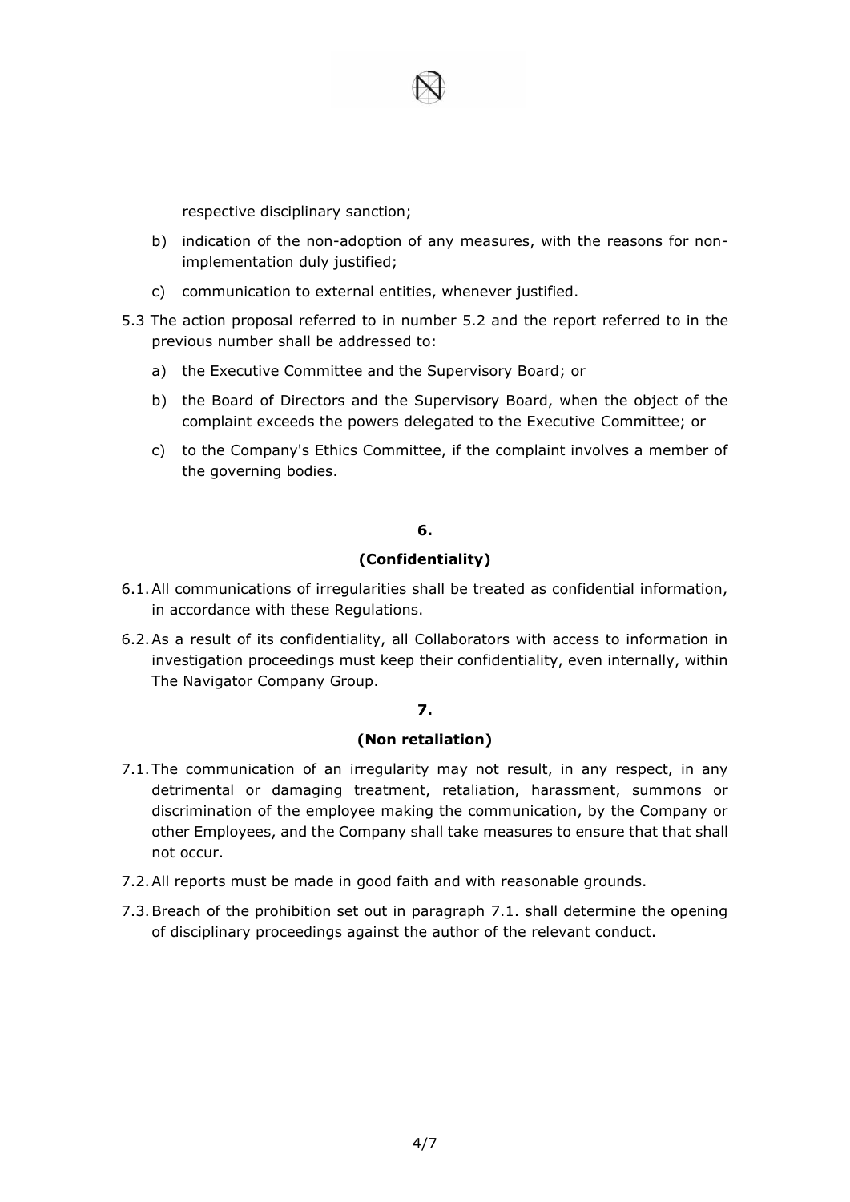respective disciplinary sanction;

b) indication of the non-adoption of any measures, with the reasons for non-implementation duly justified;

c) communication to external entities, whenever justified.

5.3 The action proposal referred to in number 5.2 and the report referred to in the previous number shall be addressed to:

a) the Executive Committee and the Supervisory Board; or

b) the Board of Directors and the Supervisory Board, when the object of the complaint exceeds the powers delegated to the Executive Committee; or

c) to the Company's Ethics Committee, if the complaint involves a member of the governing bodies.

**6.**

**(Confidentiality)**

6.1. All communications of irregularities shall be treated as confidential information, in accordance with these Regulations.

6.2. As a result of its confidentiality, all Collaborators with access to information in investigation proceedings must keep their confidentiality, even internally, within The Navigator Company Group.

**7.**

**(Non retaliation)**

7.1. The communication of an irregularity may not result, in any respect, in any detrimental or damaging treatment, retaliation, harassment, summons or discrimination of the employee making the communication, by the Company or other Employees, and the Company shall take measures to ensure that that shall not occur.

7.2. All reports must be made in good faith and with reasonable grounds.

7.3. Breach of the prohibition set out in paragraph 7.1. shall determine the opening of disciplinary proceedings against the author of the relevant conduct.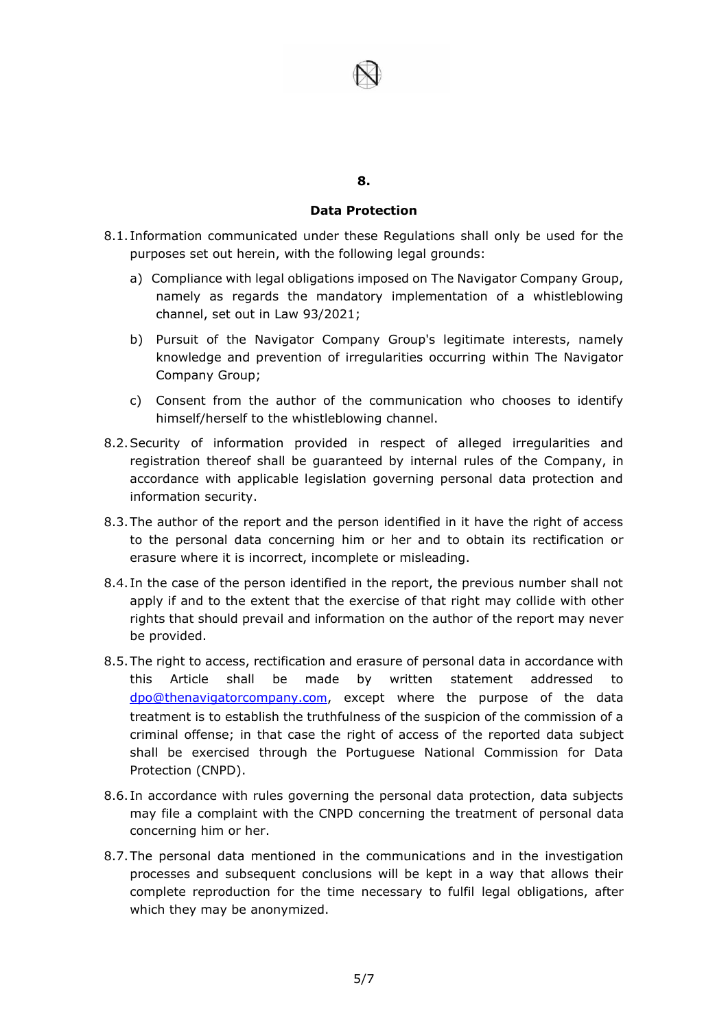## 8.

## Data Protection

8.1. Information communicated under these Regulations shall only be used for the purposes set out herein, with the following legal grounds:

a) Compliance with legal obligations imposed on The Navigator Company Group, namely as regards the mandatory implementation of a whistleblowing channel, set out in Law 93/2021;

b) Pursuit of the Navigator Company Group's legitimate interests, namely knowledge and prevention of irregularities occurring within The Navigator Company Group;

c) Consent from the author of the communication who chooses to identify himself/herself to the whistleblowing channel.

8.2. Security of information provided in respect of alleged irregularities and registration thereof shall be guaranteed by internal rules of the Company, in accordance with applicable legislation governing personal data protection and information security.

8.3. The author of the report and the person identified in it have the right of access to the personal data concerning him or her and to obtain its rectification or erasure where it is incorrect, incomplete or misleading.

8.4. In the case of the person identified in the report, the previous number shall not apply if and to the extent that the exercise of that right may collide with other rights that should prevail and information on the author of the report may never be provided.

8.5. The right to access, rectification and erasure of personal data in accordance with this Article shall be made by written statement addressed to dpo@thenavigatorcompany.com, except where the purpose of the data treatment is to establish the truthfulness of the suspicion of the commission of a criminal offense; in that case the right of access of the reported data subject shall be exercised through the Portuguese National Commission for Data Protection (CNPD).

8.6. In accordance with rules governing the personal data protection, data subjects may file a complaint with the CNPD concerning the treatment of personal data concerning him or her.

8.7. The personal data mentioned in the communications and in the investigation processes and subsequent conclusions will be kept in a way that allows their complete reproduction for the time necessary to fulfil legal obligations, after which they may be anonymized.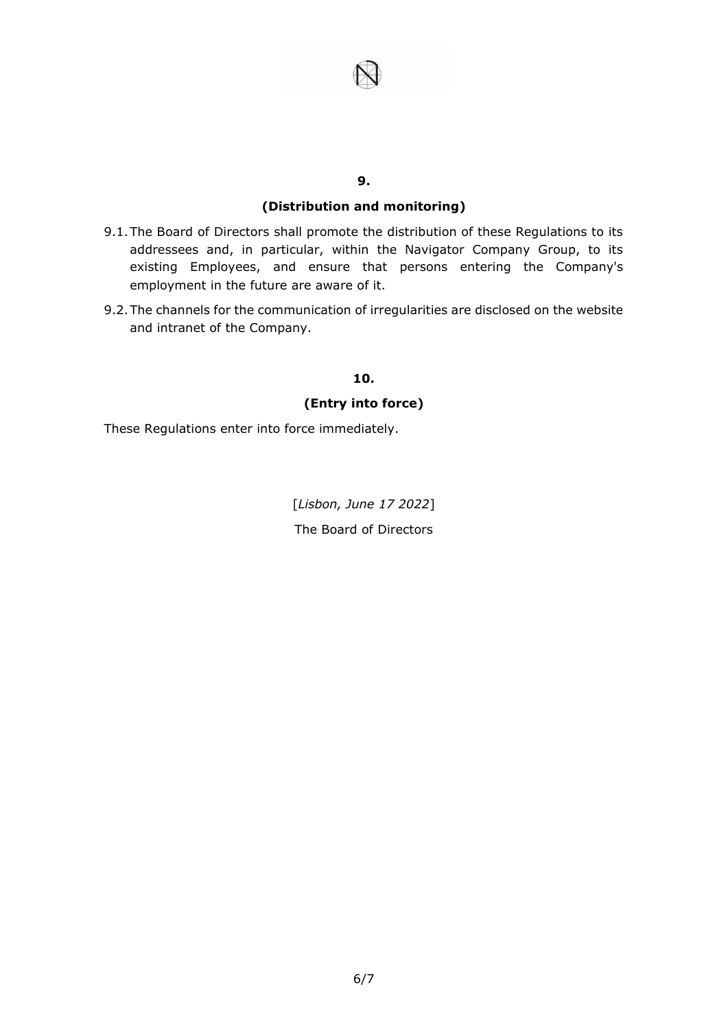**9.**

**(Distribution and monitoring)**

9.1. The Board of Directors shall promote the distribution of these Regulations to its addressees and, in particular, within the Navigator Company Group, to its existing Employees, and ensure that persons entering the Company's employment in the future are aware of it.

9.2. The channels for the communication of irregularities are disclosed on the website and intranet of the Company.

**10.**

**(Entry into force)**

These Regulations enter into force immediately.

[*Lisbon, June 17 2022*]

The Board of Directors